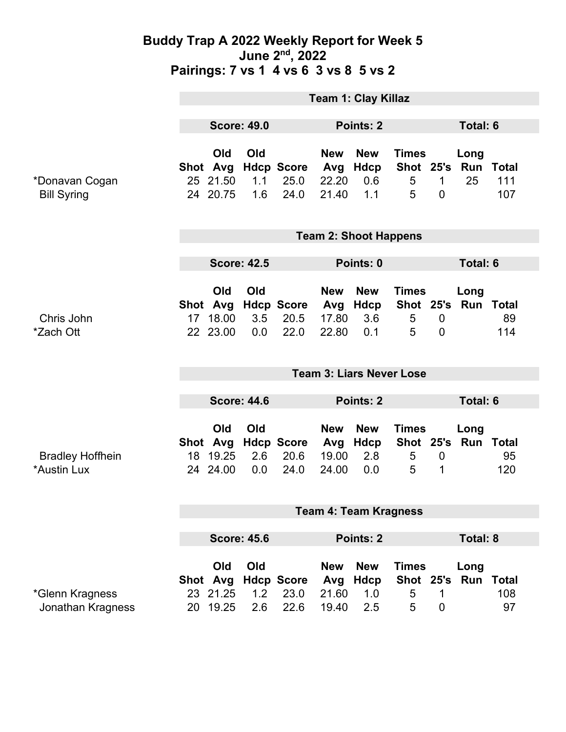# Buddy Trap A 2022 Weekly Report for Week 5
## June 2nd, 2022
## Pairings: 7 vs 1 4 vs 6 3 vs 8 5 vs 2

### Team 1: Clay Killaz

**Score: 49.0** | **Points: 2** | **Total: 6**

| | Shot | Old Avg | Old Hdcp | Score | New Avg | New Hdcp | Times Shot | 25's | Long Run | Total |
|---|---|---|---|---|---|---|---|---|---|---|
| *Donavan Cogan | 25 | 21.50 | 1.1 | 25.0 | 22.20 | 0.6 | 5 | 1 | 25 | 111 |
| Bill Syring | 24 | 20.75 | 1.6 | 24.0 | 21.40 | 1.1 | 5 | 0 | | 107 |

### Team 2: Shoot Happens

**Score: 42.5** | **Points: 0** | **Total: 6**

| | Shot | Old Avg | Old Hdcp | Score | New Avg | New Hdcp | Times Shot | 25's | Long Run | Total |
|---|---|---|---|---|---|---|---|---|---|---|
| Chris John | 17 | 18.00 | 3.5 | 20.5 | 17.80 | 3.6 | 5 | 0 | | 89 |
| *Zach Ott | 22 | 23.00 | 0.0 | 22.0 | 22.80 | 0.1 | 5 | 0 | | 114 |

### Team 3: Liars Never Lose

**Score: 44.6** | **Points: 2** | **Total: 6**

| | Shot | Old Avg | Old Hdcp | Score | New Avg | New Hdcp | Times Shot | 25's | Long Run | Total |
|---|---|---|---|---|---|---|---|---|---|---|
| Bradley Hoffhein | 18 | 19.25 | 2.6 | 20.6 | 19.00 | 2.8 | 5 | 0 | | 95 |
| *Austin Lux | 24 | 24.00 | 0.0 | 24.0 | 24.00 | 0.0 | 5 | 1 | | 120 |

### Team 4: Team Kragness

**Score: 45.6** | **Points: 2** | **Total: 8**

| | Shot | Old Avg | Old Hdcp | Score | New Avg | New Hdcp | Times Shot | 25's | Long Run | Total |
|---|---|---|---|---|---|---|---|---|---|---|
| *Glenn Kragness | 23 | 21.25 | 1.2 | 23.0 | 21.60 | 1.0 | 5 | 1 | | 108 |
| Jonathan Kragness | 20 | 19.25 | 2.6 | 22.6 | 19.40 | 2.5 | 5 | 0 | | 97 |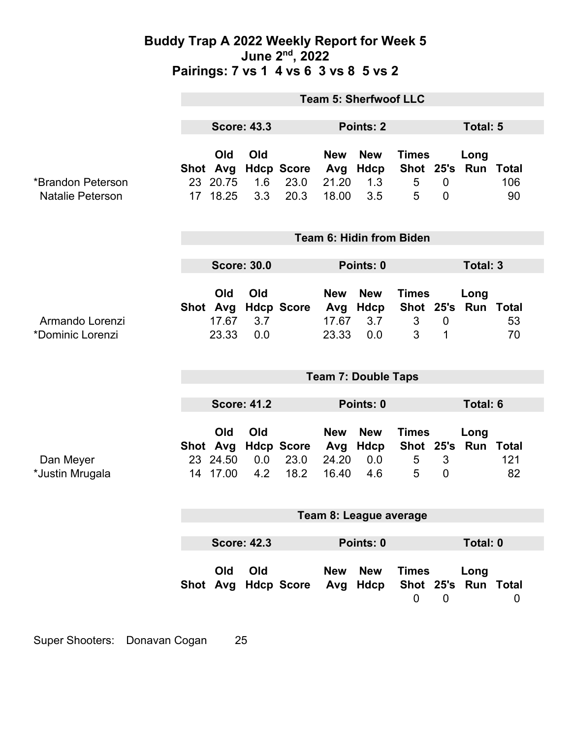# Buddy Trap A 2022 Weekly Report for Week 5
## June 2nd, 2022
## Pairings: 7 vs 1 4 vs 6 3 vs 8 5 vs 2

### Team 5: Sherfwoof LLC

**Score: 43.3** | **Points: 2** | **Total: 5**

| | Shot | Old Avg | Old Hdcp | Score | New Avg | New Hdcp | Times Shot | 25's | Long Run | Total |
|---|---|---|---|---|---|---|---|---|---|---|
| *Brandon Peterson | 23 | 20.75 | 1.6 | 23.0 | 21.20 | 1.3 | 5 | 0 | | 106 |
| Natalie Peterson | 17 | 18.25 | 3.3 | 20.3 | 18.00 | 3.5 | 5 | 0 | | 90 |

### Team 6: Hidin from Biden

**Score: 30.0** | **Points: 0** | **Total: 3**

| | Shot | Old Avg | Old Hdcp | Score | New Avg | New Hdcp | Times Shot | 25's | Long Run | Total |
|---|---|---|---|---|---|---|---|---|---|---|
| Armando Lorenzi | | 17.67 | 3.7 | | 17.67 | 3.7 | 3 | 0 | | 53 |
| *Dominic Lorenzi | | 23.33 | 0.0 | | 23.33 | 0.0 | 3 | 1 | | 70 |

### Team 7: Double Taps

**Score: 41.2** | **Points: 0** | **Total: 6**

| | Shot | Old Avg | Old Hdcp | Score | New Avg | New Hdcp | Times Shot | 25's | Long Run | Total |
|---|---|---|---|---|---|---|---|---|---|---|
| Dan Meyer | 23 | 24.50 | 0.0 | 23.0 | 24.20 | 0.0 | 5 | 3 | | 121 |
| *Justin Mrugala | 14 | 17.00 | 4.2 | 18.2 | 16.40 | 4.6 | 5 | 0 | | 82 |

### Team 8: League average

**Score: 42.3** | **Points: 0** | **Total: 0**

| | Shot | Old Avg | Old Hdcp | Score | New Avg | New Hdcp | Times Shot | 25's | Long Run | Total |
|---|---|---|---|---|---|---|---|---|---|---|
| | | | | | | | 0 | 0 | | 0 |

Super Shooters: Donavan Cogan 25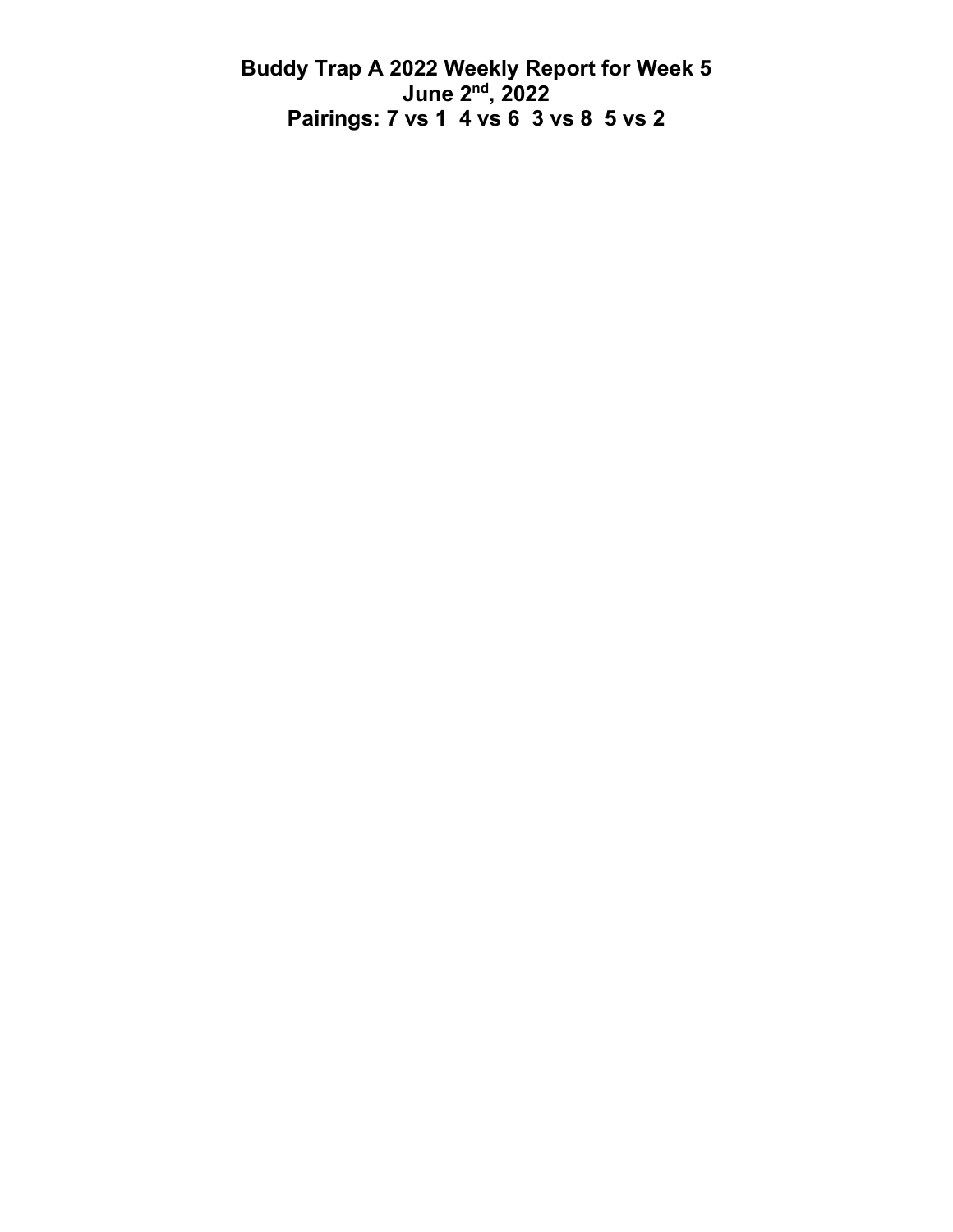# Buddy Trap A 2022 Weekly Report for Week 5
# June 2nd, 2022
# Pairings: 7 vs 1  4 vs 6  3 vs 8  5 vs 2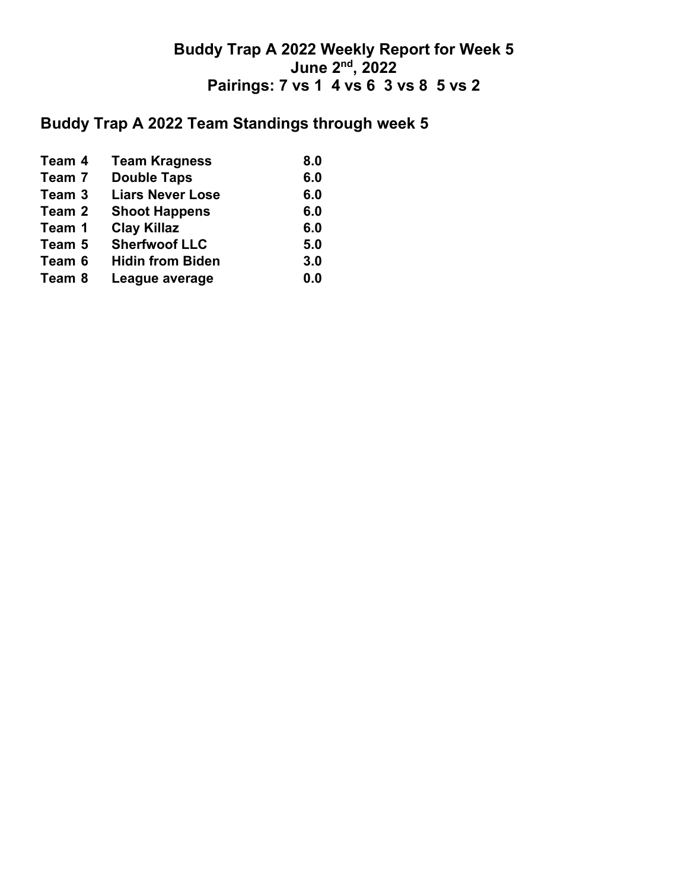**Buddy Trap A 2022 Weekly Report for Week 5**
**June 2nd, 2022**
**Pairings: 7 vs 1 4 vs 6 3 vs 8 5 vs 2**

## Buddy Trap A 2022 Team Standings through week 5

| | | |
|---|---|---|
| Team 4 | Team Kragness | 8.0 |
| Team 7 | Double Taps | 6.0 |
| Team 3 | Liars Never Lose | 6.0 |
| Team 2 | Shoot Happens | 6.0 |
| Team 1 | Clay Killaz | 6.0 |
| Team 5 | Sherfwoof LLC | 5.0 |
| Team 6 | Hidin from Biden | 3.0 |
| Team 8 | League average | 0.0 |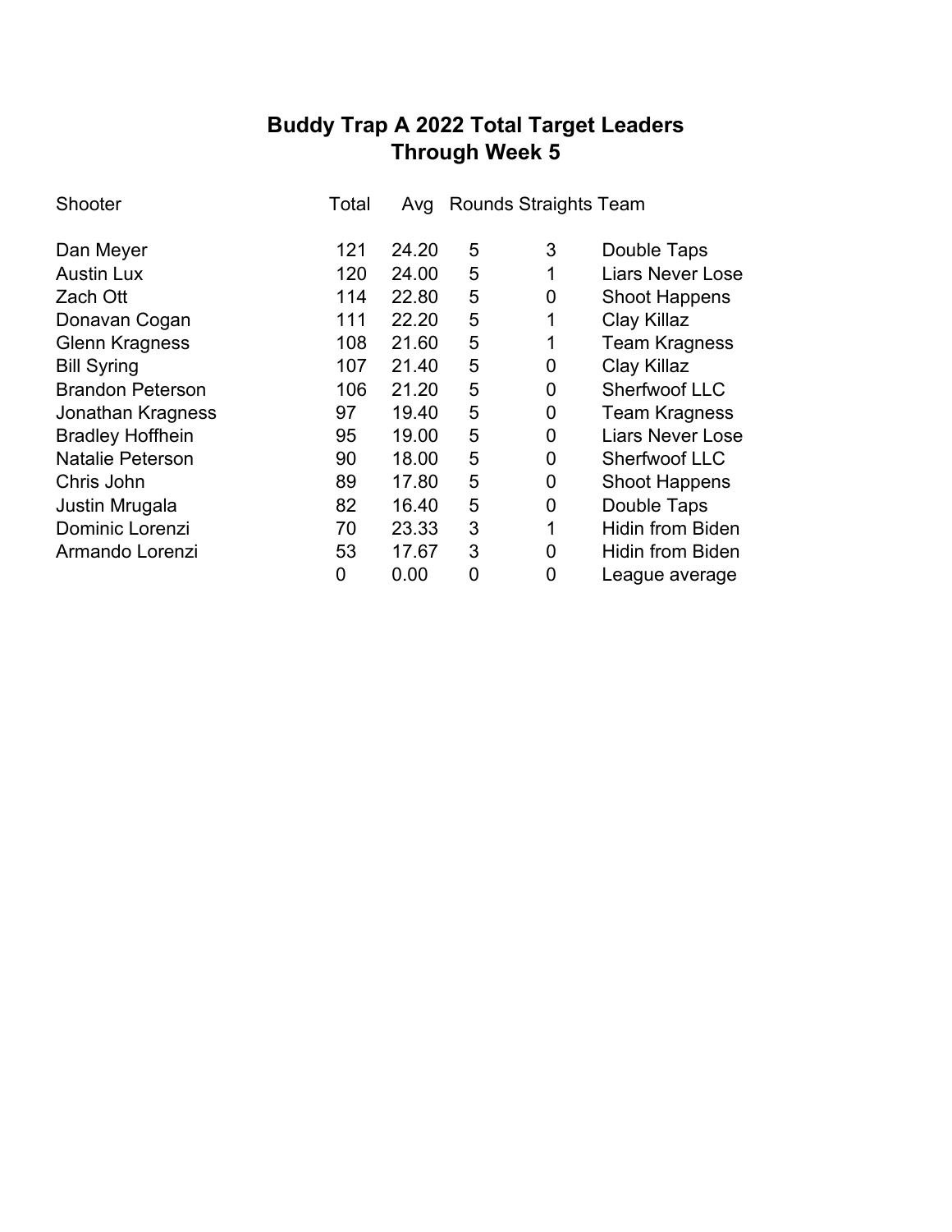# Buddy Trap A 2022 Total Target Leaders
## Through Week 5

| Shooter | Total | Avg | Rounds | Straights | Team |
|---|---|---|---|---|---|
| Dan Meyer | 121 | 24.20 | 5 | 3 | Double Taps |
| Austin Lux | 120 | 24.00 | 5 | 1 | Liars Never Lose |
| Zach Ott | 114 | 22.80 | 5 | 0 | Shoot Happens |
| Donavan Cogan | 111 | 22.20 | 5 | 1 | Clay Killaz |
| Glenn Kragness | 108 | 21.60 | 5 | 1 | Team Kragness |
| Bill Syring | 107 | 21.40 | 5 | 0 | Clay Killaz |
| Brandon Peterson | 106 | 21.20 | 5 | 0 | Sherfwoof LLC |
| Jonathan Kragness | 97 | 19.40 | 5 | 0 | Team Kragness |
| Bradley Hoffhein | 95 | 19.00 | 5 | 0 | Liars Never Lose |
| Natalie Peterson | 90 | 18.00 | 5 | 0 | Sherfwoof LLC |
| Chris John | 89 | 17.80 | 5 | 0 | Shoot Happens |
| Justin Mrugala | 82 | 16.40 | 5 | 0 | Double Taps |
| Dominic Lorenzi | 70 | 23.33 | 3 | 1 | Hidin from Biden |
| Armando Lorenzi | 53 | 17.67 | 3 | 0 | Hidin from Biden |
| | 0 | 0.00 | 0 | 0 | League average |